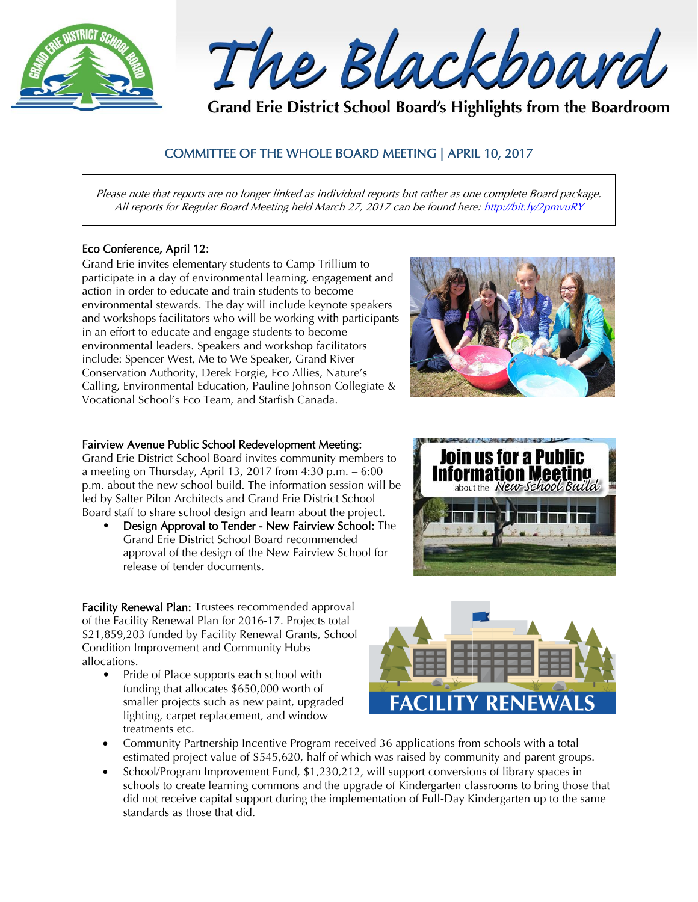# The Blackboard

**Grand Erie District School Board's Highlights from the Boardroom**

## COMMITTEE OF THE WHOLE BOARD MEETING | APRIL 10, 2017

*Please note that reports are no longer linked as individual reports but rather as one complete Board package. All reports for Regular Board Meeting held March 27, 2017 can be found here: http://bit.ly/2pmvuRY*

### Eco Conference, April 12:

Grand Erie invites elementary students to Camp Trillium to participate in a day of environmental learning, engagement and action in order to educate and train students to become environmental stewards. The day will include keynote speakers and workshops facilitators who will be working with participants in an effort to educate and engage students to become environmental leaders. Speakers and workshop facilitators include: Spencer West, Me to We Speaker, Grand River Conservation Authority, Derek Forgie, Eco Allies, Nature's Calling, Environmental Education, Pauline Johnson Collegiate & Vocational School's Eco Team, and Starfish Canada.

### Fairview Avenue Public School Redevelopment Meeting:

Grand Erie District School Board invites community members to a meeting on Thursday, April 13, 2017 from 4:30 p.m. – 6:00 p.m. about the new school build. The information session will be led by Salter Pilon Architects and Grand Erie District School Board staff to share school design and learn about the project.

- **Design Approval to Tender - New Fairview School:** The Grand Erie District School Board recommended approval of the design of the New Fairview School for release of tender documents.

**Facility Renewal Plan:** Trustees recommended approval of the Facility Renewal Plan for 2016-17. Projects total $21,859,203 funded by Facility Renewal Grants, School Condition Improvement and Community Hubs allocations.

- Pride of Place supports each school with funding that allocates $650,000 worth of smaller projects such as new paint, upgraded lighting, carpet replacement, and window treatments etc.
- Community Partnership Incentive Program received 36 applications from schools with a total estimated project value of $545,620, half of which was raised by community and parent groups.
- School/Program Improvement Fund, $1,230,212, will support conversions of library spaces in schools to create learning commons and the upgrade of Kindergarten classrooms to bring those that did not receive capital support during the implementation of Full-Day Kindergarten up to the same standards as those that did.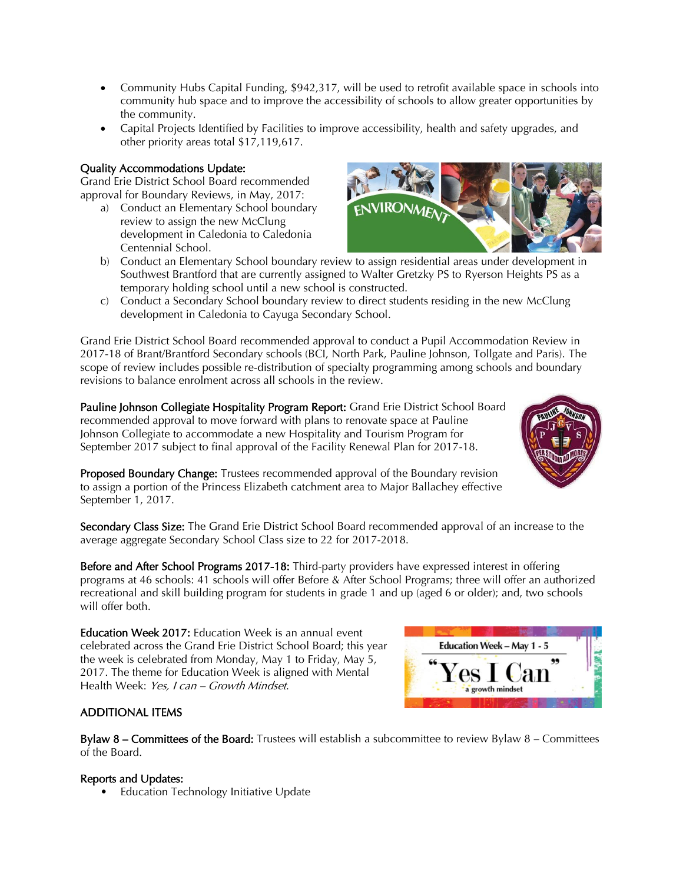- Community Hubs Capital Funding, $942,317, will be used to retrofit available space in schools into community hub space and to improve the accessibility of schools to allow greater opportunities by the community.
- Capital Projects Identified by Facilities to improve accessibility, health and safety upgrades, and other priority areas total $17,119,617.

**Quality Accommodations Update:**
Grand Erie District School Board recommended approval for Boundary Reviews, in May, 2017:

a) Conduct an Elementary School boundary review to assign the new McClung development in Caledonia to Caledonia Centennial School.
b) Conduct an Elementary School boundary review to assign residential areas under development in Southwest Brantford that are currently assigned to Walter Gretzky PS to Ryerson Heights PS as a temporary holding school until a new school is constructed.
c) Conduct a Secondary School boundary review to direct students residing in the new McClung development in Caledonia to Cayuga Secondary School.

Grand Erie District School Board recommended approval to conduct a Pupil Accommodation Review in 2017-18 of Brant/Brantford Secondary schools (BCI, North Park, Pauline Johnson, Tollgate and Paris). The scope of review includes possible re-distribution of specialty programming among schools and boundary revisions to balance enrolment across all schools in the review.

**Pauline Johnson Collegiate Hospitality Program Report:** Grand Erie District School Board recommended approval to move forward with plans to renovate space at Pauline Johnson Collegiate to accommodate a new Hospitality and Tourism Program for September 2017 subject to final approval of the Facility Renewal Plan for 2017-18.

**Proposed Boundary Change:** Trustees recommended approval of the Boundary revision to assign a portion of the Princess Elizabeth catchment area to Major Ballachey effective September 1, 2017.

**Secondary Class Size:** The Grand Erie District School Board recommended approval of an increase to the average aggregate Secondary School Class size to 22 for 2017-2018.

**Before and After School Programs 2017-18:** Third-party providers have expressed interest in offering programs at 46 schools: 41 schools will offer Before & After School Programs; three will offer an authorized recreational and skill building program for students in grade 1 and up (aged 6 or older); and, two schools will offer both.

**Education Week 2017:** Education Week is an annual event celebrated across the Grand Erie District School Board; this year the week is celebrated from Monday, May 1 to Friday, May 5, 2017. The theme for Education Week is aligned with Mental Health Week: *Yes, I can – Growth Mindset*.

## ADDITIONAL ITEMS

**Bylaw 8 – Committees of the Board:** Trustees will establish a subcommittee to review Bylaw 8 – Committees of the Board.

**Reports and Updates:**

- Education Technology Initiative Update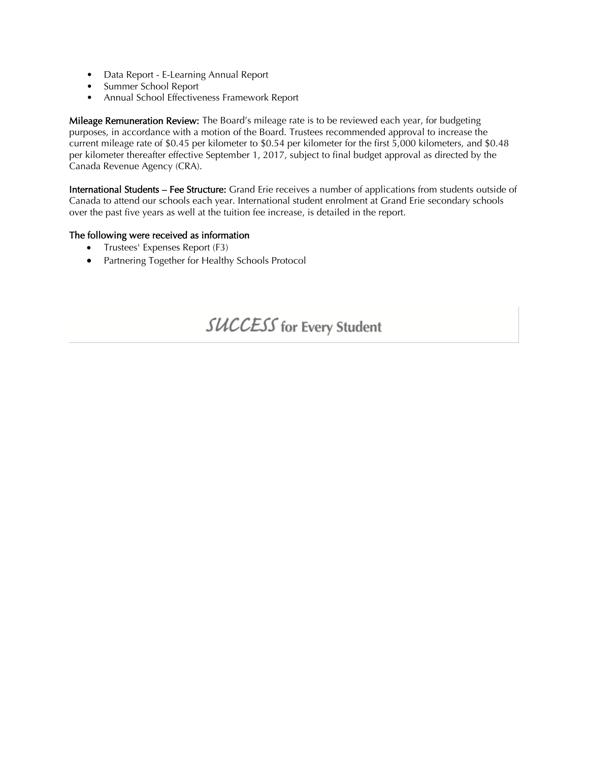- Data Report - E-Learning Annual Report
- Summer School Report
- Annual School Effectiveness Framework Report

**Mileage Remuneration Review:** The Board's mileage rate is to be reviewed each year, for budgeting purposes, in accordance with a motion of the Board. Trustees recommended approval to increase the current mileage rate of $0.45 per kilometer to $0.54 per kilometer for the first 5,000 kilometers, and $0.48 per kilometer thereafter effective September 1, 2017, subject to final budget approval as directed by the Canada Revenue Agency (CRA).

**International Students – Fee Structure:** Grand Erie receives a number of applications from students outside of Canada to attend our schools each year. International student enrolment at Grand Erie secondary schools over the past five years as well at the tuition fee increase, is detailed in the report.

**The following were received as information**

- Trustees' Expenses Report (F3)
- Partnering Together for Healthy Schools Protocol

*SUCCESS* for Every Student